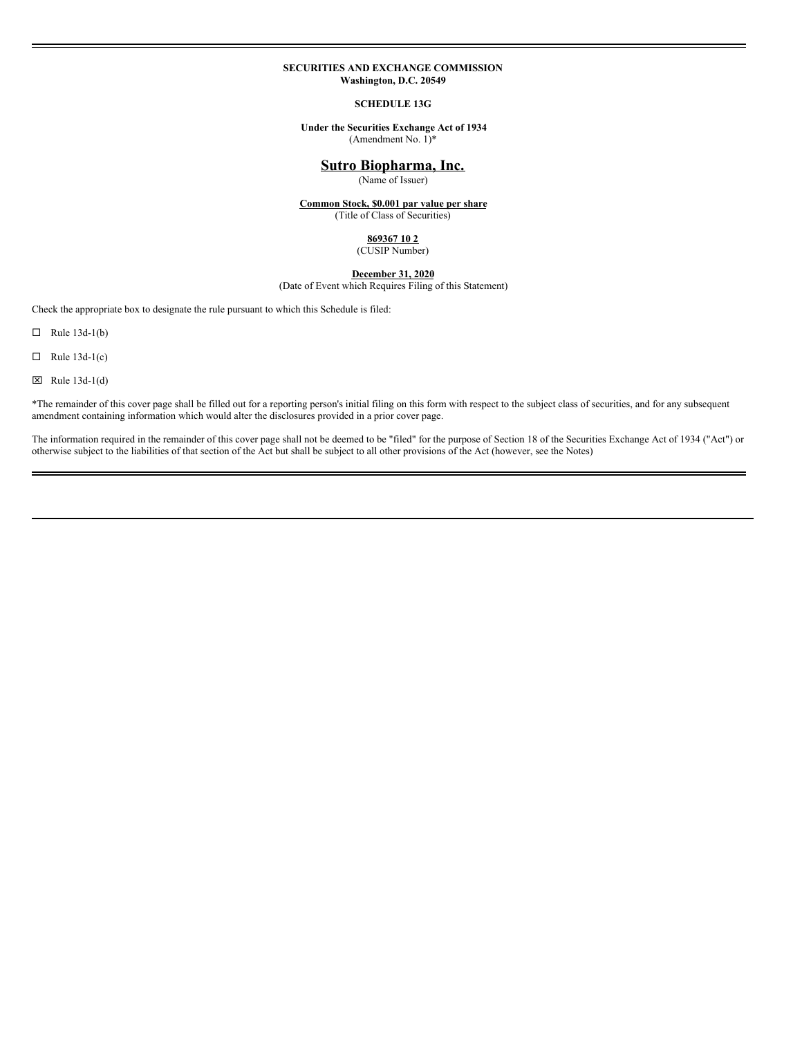**SECURITIES AND EXCHANGE COMMISSION**
**Washington, D.C. 20549**

**SCHEDULE 13G**

**Under the Securities Exchange Act of 1934**
(Amendment No. 1)*

# Sutro Biopharma, Inc.

(Name of Issuer)

**Common Stock, $0.001 par value per share**
(Title of Class of Securities)

**869367 10 2**
(CUSIP Number)

**December 31, 2020**
(Date of Event which Requires Filing of this Statement)

Check the appropriate box to designate the rule pursuant to which this Schedule is filed:

☐ Rule 13d-1(b)

☐ Rule 13d-1(c)

☒ Rule 13d-1(d)

*The remainder of this cover page shall be filled out for a reporting person's initial filing on this form with respect to the subject class of securities, and for any subsequent amendment containing information which would alter the disclosures provided in a prior cover page.

The information required in the remainder of this cover page shall not be deemed to be "filed" for the purpose of Section 18 of the Securities Exchange Act of 1934 ("Act") or otherwise subject to the liabilities of that section of the Act but shall be subject to all other provisions of the Act (however, see the Notes)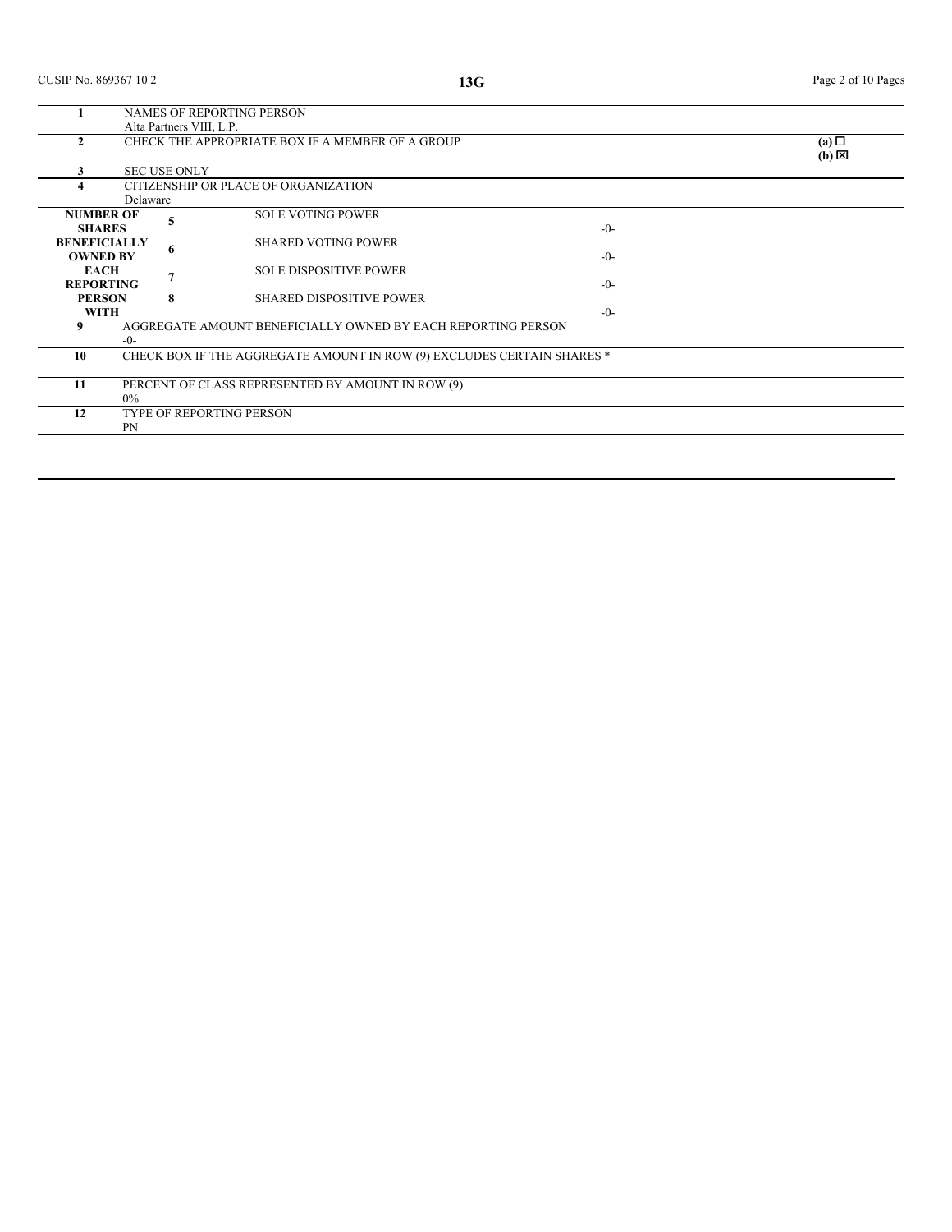CUSIP No. 869367 10 2

**13G**

| | | | |
|---|---|---|---|
| **1** | NAMES OF REPORTING PERSON<br>Alta Partners VIII, L.P. | | |
| **2** | CHECK THE APPROPRIATE BOX IF A MEMBER OF A GROUP | | **(a)** ☐<br>**(b)** ☒ |
| **3** | SEC USE ONLY | | |
| **4** | CITIZENSHIP OR PLACE OF ORGANIZATION<br>Delaware | | |
| **NUMBER OF SHARES BENEFICIALLY OWNED BY EACH REPORTING PERSON WITH** | **5** SOLE VOTING POWER | -0- | |
| | **6** SHARED VOTING POWER | -0- | |
| | **7** SOLE DISPOSITIVE POWER | -0- | |
| | **8** SHARED DISPOSITIVE POWER | -0- | |
| **9** | AGGREGATE AMOUNT BENEFICIALLY OWNED BY EACH REPORTING PERSON<br>-0- | | |
| **10** | CHECK BOX IF THE AGGREGATE AMOUNT IN ROW (9) EXCLUDES CERTAIN SHARES * | | |
| **11** | PERCENT OF CLASS REPRESENTED BY AMOUNT IN ROW (9)<br>0% | | |
| **12** | TYPE OF REPORTING PERSON<br>PN | | |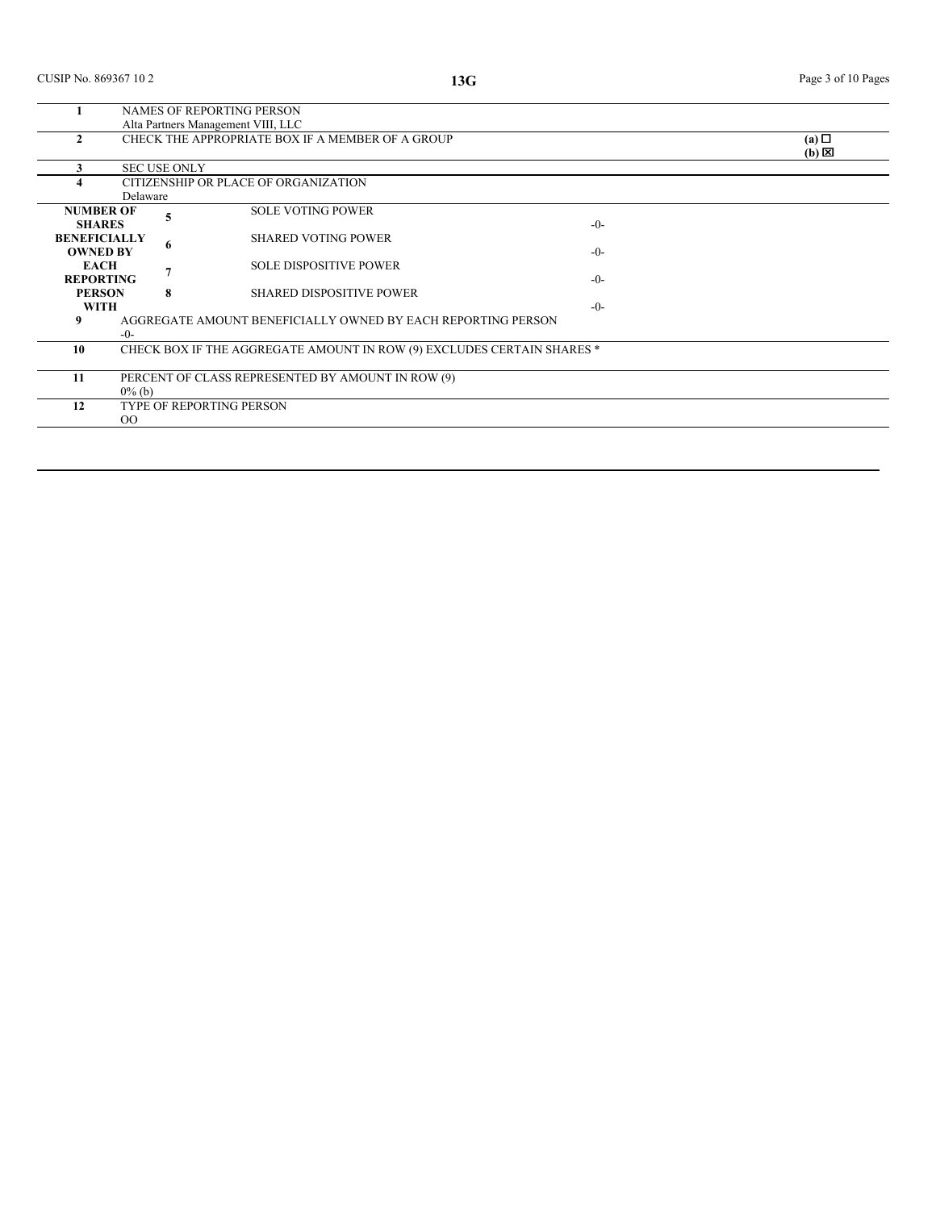CUSIP No. 869367 10 2

**13G**

| | | | |
|---|---|---|---|
| **1** | NAMES OF REPORTING PERSON<br>Alta Partners Management VIII, LLC | | |
| **2** | CHECK THE APPROPRIATE BOX IF A MEMBER OF A GROUP | | **(a)** ☐<br>**(b)** ☒ |
| **3** | SEC USE ONLY | | |
| **4** | CITIZENSHIP OR PLACE OF ORGANIZATION<br>Delaware | | |
| **NUMBER OF SHARES BENEFICIALLY OWNED BY EACH REPORTING PERSON WITH** | **5** SOLE VOTING POWER | -0- | |
| | **6** SHARED VOTING POWER | -0- | |
| | **7** SOLE DISPOSITIVE POWER | -0- | |
| | **8** SHARED DISPOSITIVE POWER | -0- | |
| **9** | AGGREGATE AMOUNT BENEFICIALLY OWNED BY EACH REPORTING PERSON<br>-0- | | |
| **10** | CHECK BOX IF THE AGGREGATE AMOUNT IN ROW (9) EXCLUDES CERTAIN SHARES * | | |
| **11** | PERCENT OF CLASS REPRESENTED BY AMOUNT IN ROW (9)<br>0% (b) | | |
| **12** | TYPE OF REPORTING PERSON<br>OO | | |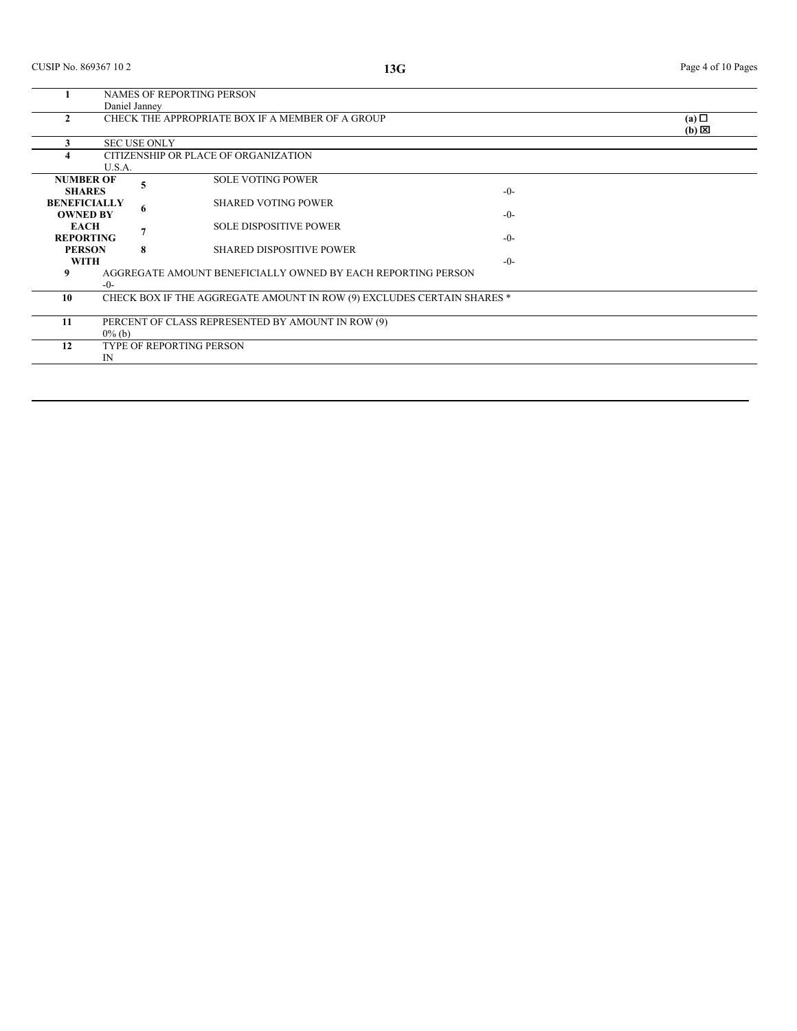CUSIP No. 869367 10 2

**13G**

| | | | |
|---|---|---|---|
| **1** | NAMES OF REPORTING PERSON<br>Daniel Janney | | |
| **2** | CHECK THE APPROPRIATE BOX IF A MEMBER OF A GROUP | | **(a)** ☐<br>**(b)** ☒ |
| **3** | SEC USE ONLY | | |
| **4** | CITIZENSHIP OR PLACE OF ORGANIZATION<br>U.S.A. | | |
| **NUMBER OF SHARES BENEFICIALLY OWNED BY EACH REPORTING PERSON WITH** | **5** SOLE VOTING POWER | -0- | |
| | **6** SHARED VOTING POWER | -0- | |
| | **7** SOLE DISPOSITIVE POWER | -0- | |
| | **8** SHARED DISPOSITIVE POWER | -0- | |
| **9** | AGGREGATE AMOUNT BENEFICIALLY OWNED BY EACH REPORTING PERSON<br>-0- | | |
| **10** | CHECK BOX IF THE AGGREGATE AMOUNT IN ROW (9) EXCLUDES CERTAIN SHARES * | | |
| **11** | PERCENT OF CLASS REPRESENTED BY AMOUNT IN ROW (9)<br>0% (b) | | |
| **12** | TYPE OF REPORTING PERSON<br>IN | | |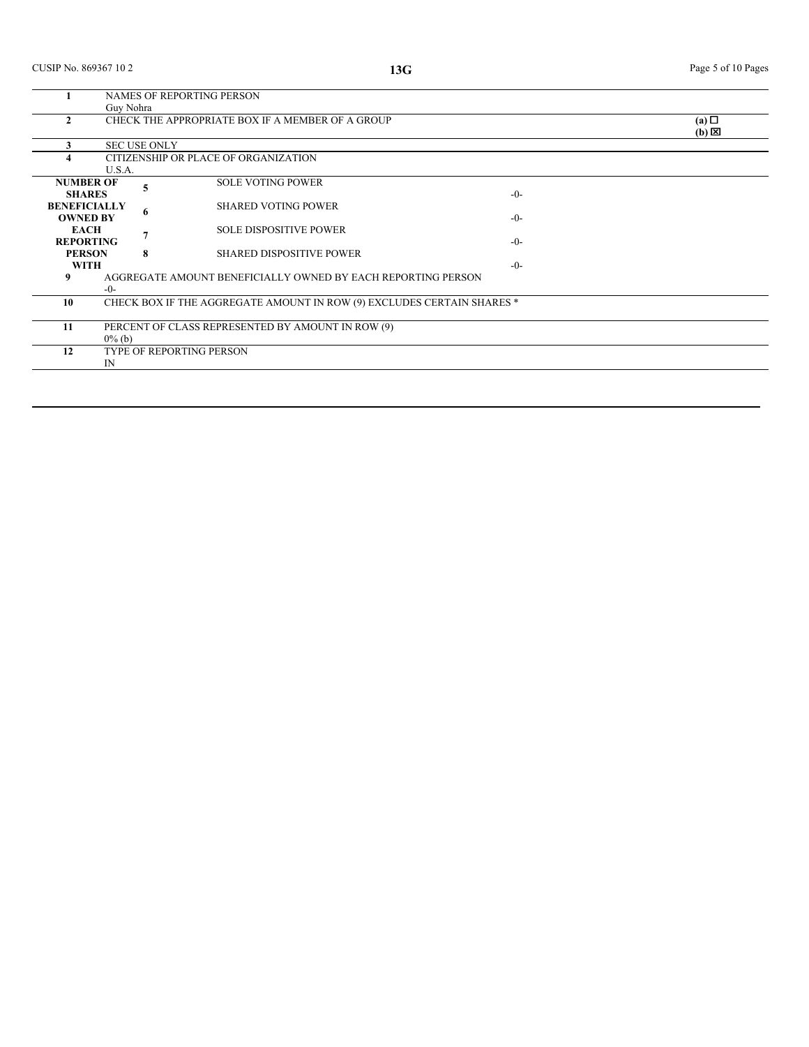CUSIP No. 869367 10 2

**13G**

| | | | |
|---|---|---|---|
| **1** | NAMES OF REPORTING PERSON<br>Guy Nohra | | |
| **2** | CHECK THE APPROPRIATE BOX IF A MEMBER OF A GROUP | | **(a)** ☐<br>**(b)** ☒ |
| **3** | SEC USE ONLY | | |
| **4** | CITIZENSHIP OR PLACE OF ORGANIZATION<br>U.S.A. | | |
| **NUMBER OF SHARES BENEFICIALLY OWNED BY EACH REPORTING PERSON WITH** | **5** | SOLE VOTING POWER | -0- |
| | **6** | SHARED VOTING POWER | -0- |
| | **7** | SOLE DISPOSITIVE POWER | -0- |
| | **8** | SHARED DISPOSITIVE POWER | -0- |
| **9** | AGGREGATE AMOUNT BENEFICIALLY OWNED BY EACH REPORTING PERSON<br>-0- | | |
| **10** | CHECK BOX IF THE AGGREGATE AMOUNT IN ROW (9) EXCLUDES CERTAIN SHARES * | | |
| **11** | PERCENT OF CLASS REPRESENTED BY AMOUNT IN ROW (9)<br>0% (b) | | |
| **12** | TYPE OF REPORTING PERSON<br>IN | | |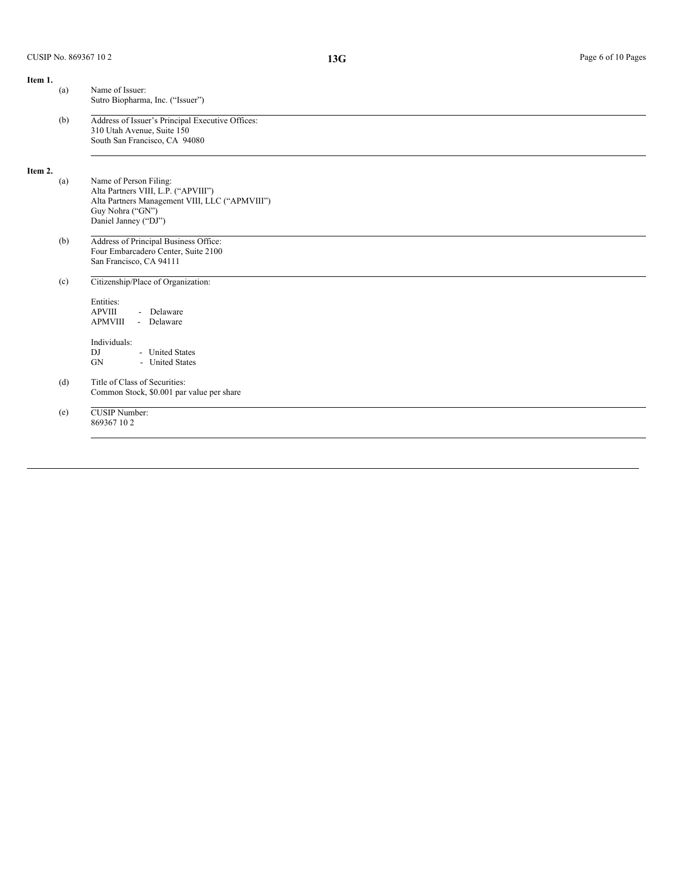**Item 1.**

(a) Name of Issuer:
Sutro Biopharma, Inc. ("Issuer")

(b) Address of Issuer's Principal Executive Offices:
310 Utah Avenue, Suite 150
South San Francisco, CA 94080

**Item 2.**

(a) Name of Person Filing:
Alta Partners VIII, L.P. ("APVIII")
Alta Partners Management VIII, LLC ("APMVIII")
Guy Nohra ("GN")
Daniel Janney ("DJ")

(b) Address of Principal Business Office:
Four Embarcadero Center, Suite 2100
San Francisco, CA 94111

(c) Citizenship/Place of Organization:

Entities:
APVIII - Delaware
APMVIII - Delaware

Individuals:
DJ - United States
GN - United States

(d) Title of Class of Securities:
Common Stock, $0.001 par value per share

(e) CUSIP Number:
869367 10 2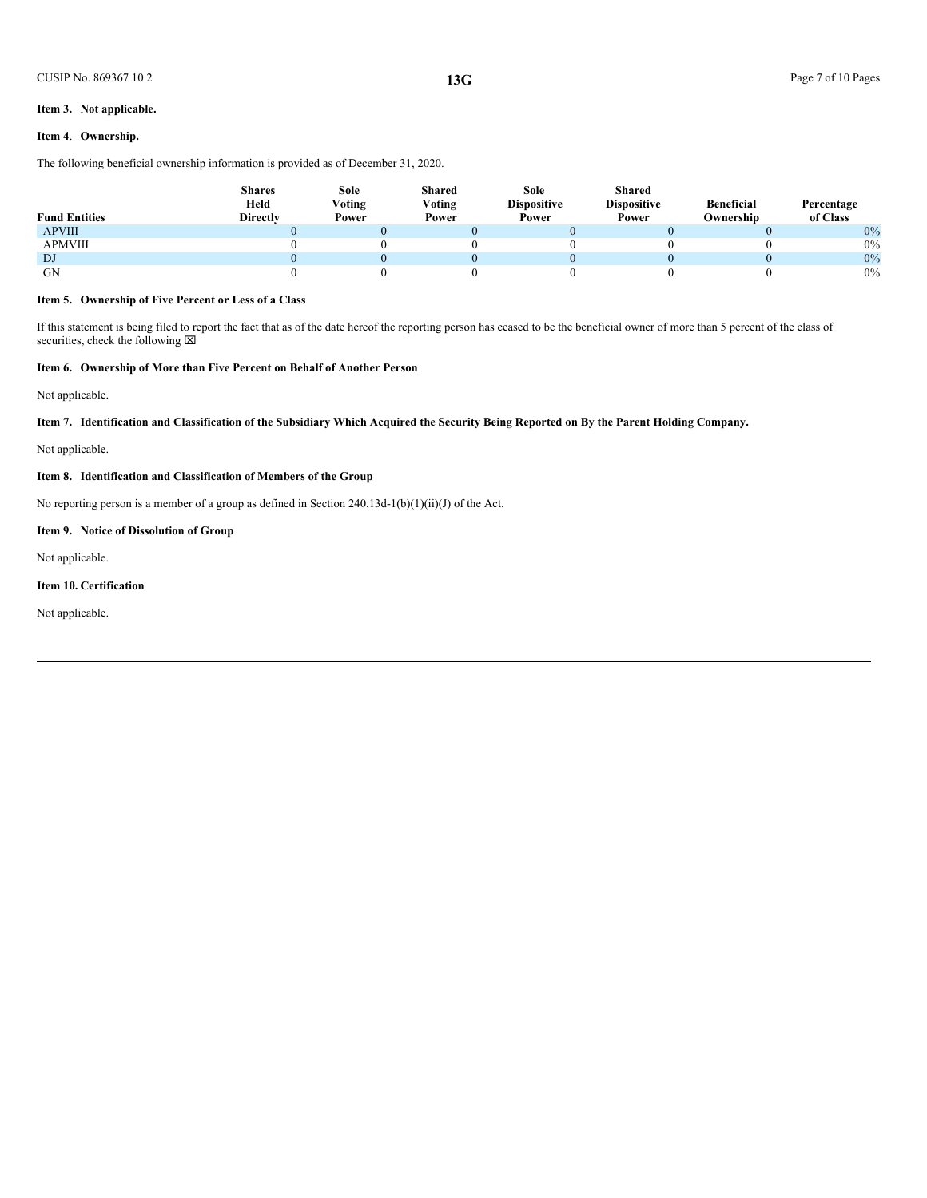**Item 3. Not applicable.**

**Item 4. Ownership.**

The following beneficial ownership information is provided as of December 31, 2020.

| Fund Entities | Shares Held Directly | Sole Voting Power | Shared Voting Power | Sole Dispositive Power | Shared Dispositive Power | Beneficial Ownership | Percentage of Class |
|---|---|---|---|---|---|---|---|
| APVIII | 0 | 0 | 0 | 0 | 0 | 0 | 0% |
| APMVIII | 0 | 0 | 0 | 0 | 0 | 0 | 0% |
| DJ | 0 | 0 | 0 | 0 | 0 | 0 | 0% |
| GN | 0 | 0 | 0 | 0 | 0 | 0 | 0% |

**Item 5. Ownership of Five Percent or Less of a Class**

If this statement is being filed to report the fact that as of the date hereof the reporting person has ceased to be the beneficial owner of more than 5 percent of the class of securities, check the following ☒

**Item 6. Ownership of More than Five Percent on Behalf of Another Person**

Not applicable.

**Item 7. Identification and Classification of the Subsidiary Which Acquired the Security Being Reported on By the Parent Holding Company.**

Not applicable.

**Item 8. Identification and Classification of Members of the Group**

No reporting person is a member of a group as defined in Section 240.13d-1(b)(1)(ii)(J) of the Act.

**Item 9. Notice of Dissolution of Group**

Not applicable.

**Item 10. Certification**

Not applicable.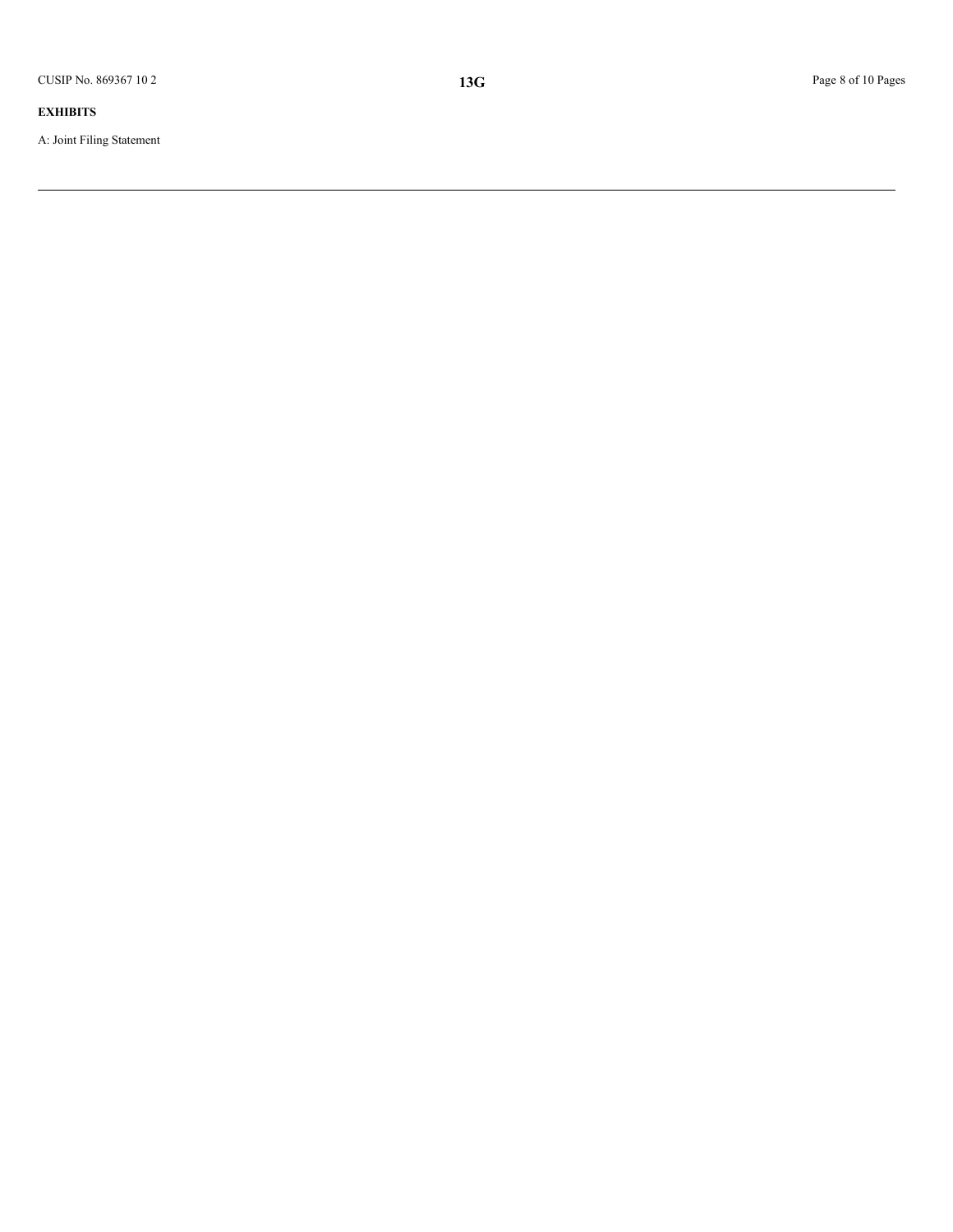**EXHIBITS**

A: Joint Filing Statement

---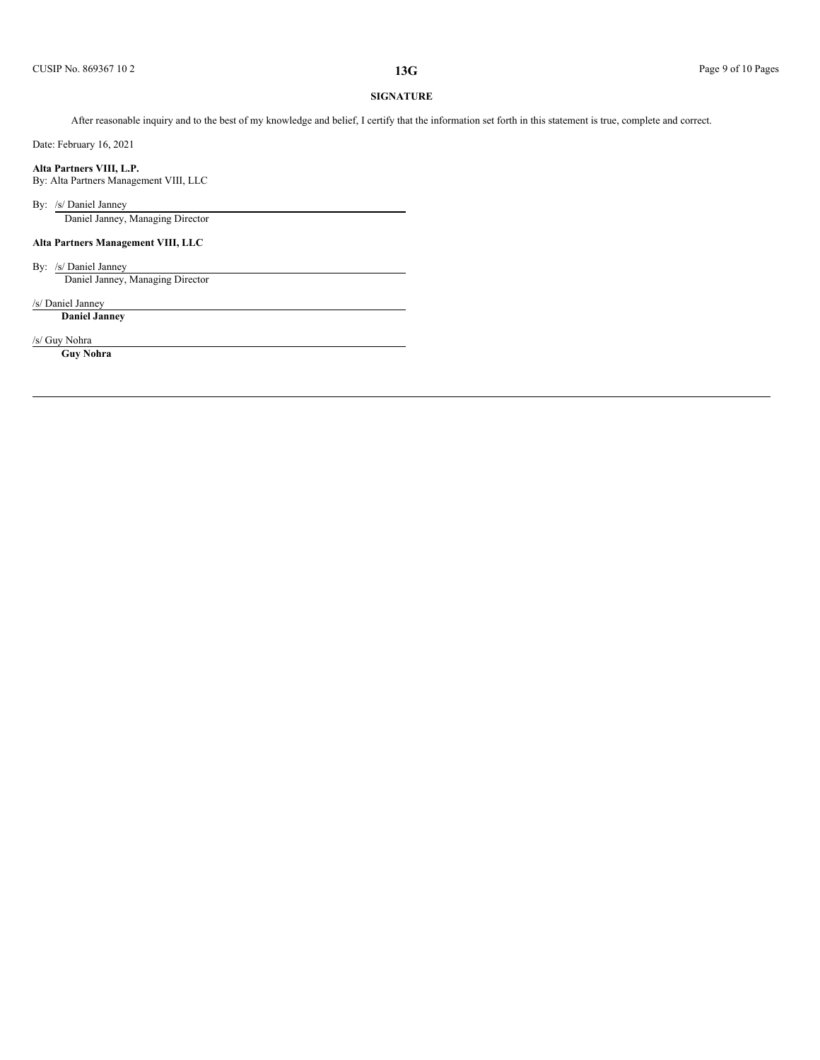## SIGNATURE

After reasonable inquiry and to the best of my knowledge and belief, I certify that the information set forth in this statement is true, complete and correct.

Date: February 16, 2021

**Alta Partners VIII, L.P.**
By: Alta Partners Management VIII, LLC

By: /s/ Daniel Janney
Daniel Janney, Managing Director

**Alta Partners Management VIII, LLC**

By: /s/ Daniel Janney
Daniel Janney, Managing Director

/s/ Daniel Janney
**Daniel Janney**

/s/ Guy Nohra
**Guy Nohra**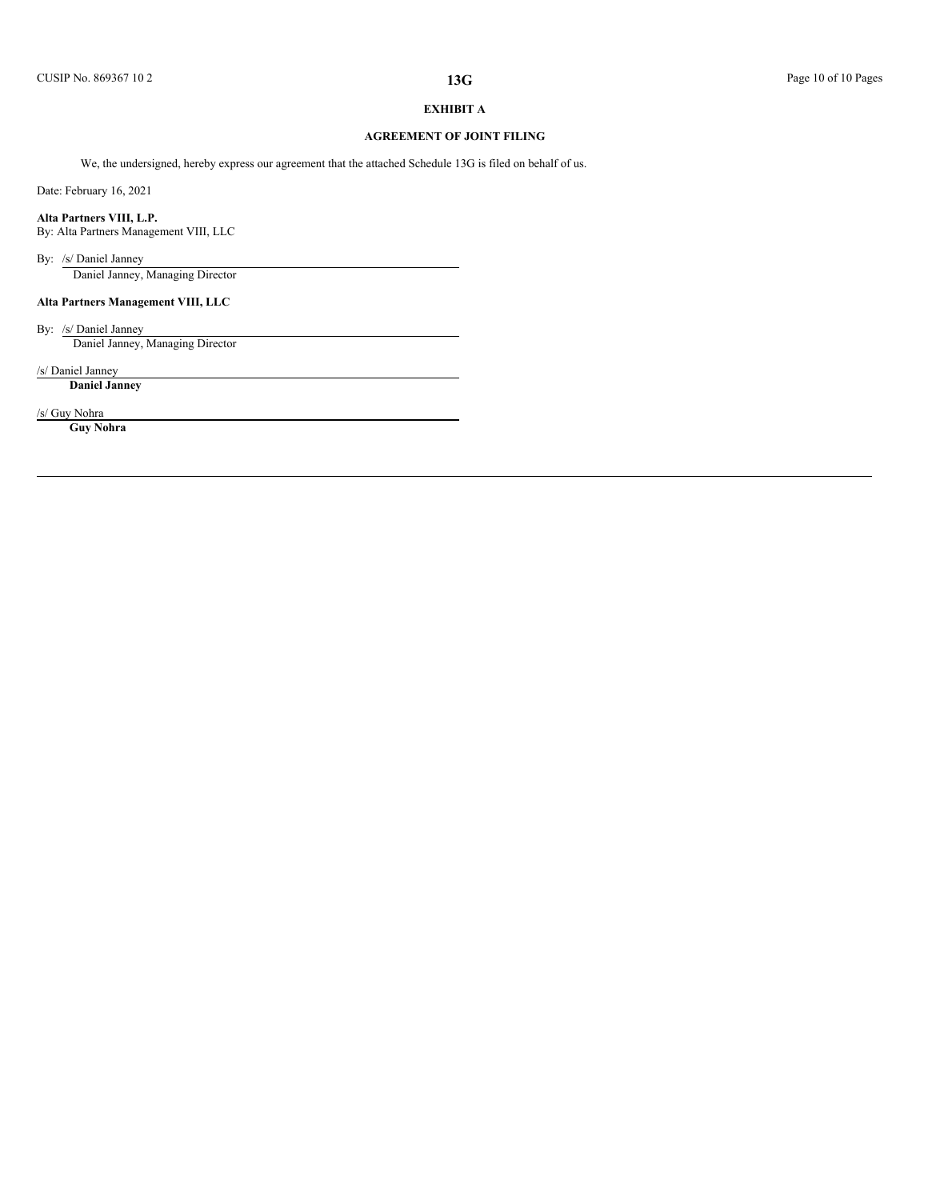**EXHIBIT A**

**AGREEMENT OF JOINT FILING**

We, the undersigned, hereby express our agreement that the attached Schedule 13G is filed on behalf of us.

Date: February 16, 2021

**Alta Partners VIII, L.P.**
By: Alta Partners Management VIII, LLC

By: /s/ Daniel Janney
Daniel Janney, Managing Director

**Alta Partners Management VIII, LLC**

By: /s/ Daniel Janney
Daniel Janney, Managing Director

/s/ Daniel Janney
**Daniel Janney**

/s/ Guy Nohra
**Guy Nohra**